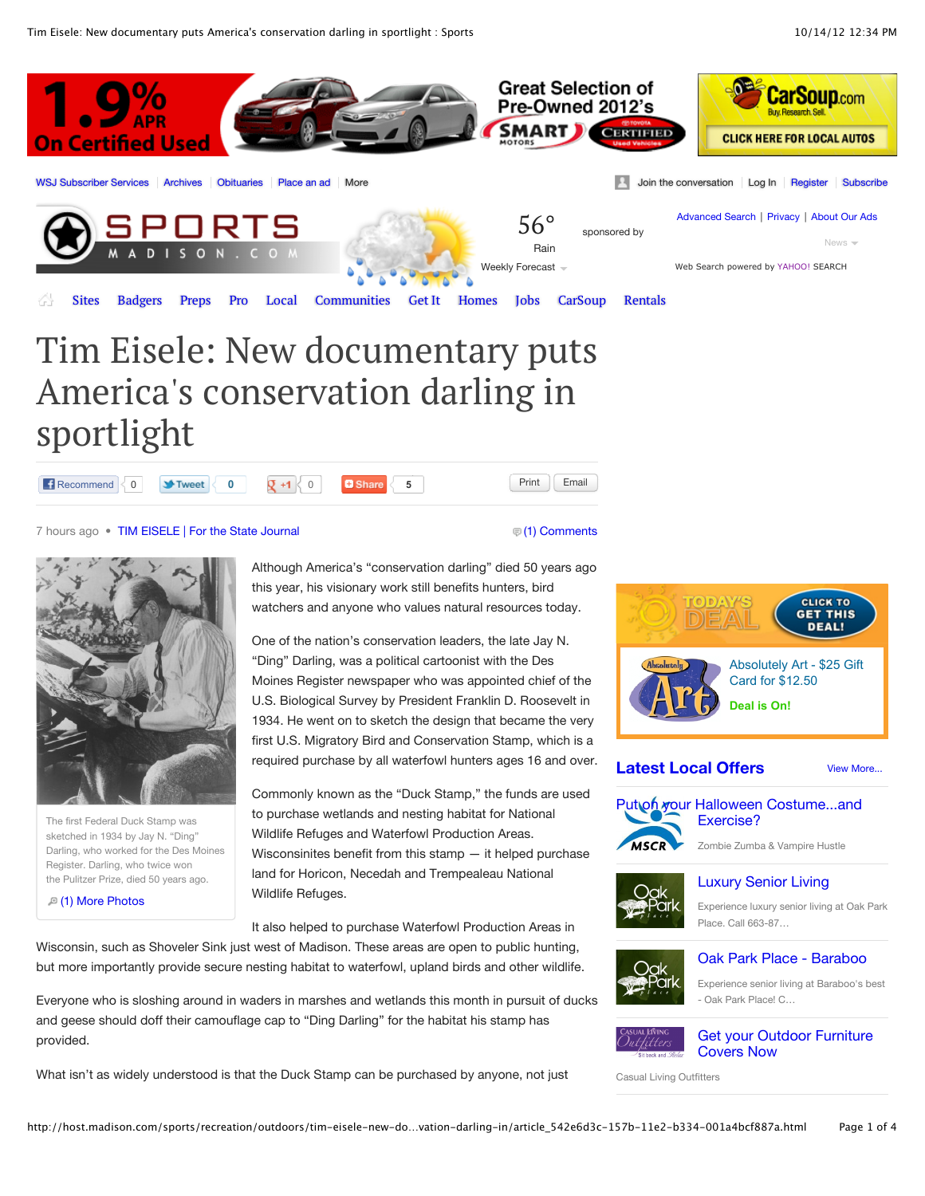# Tim Eisele: New documentary puts America's conservation darling in sportlight

7 hours ago • TIM EISELE | For the State Journal

(1) Comments

The first Federal Duck Stamp was sketched in 1934 by Jay N. "Ding" Darling, who worked for the Des Moines Register. Darling, who twice won the Pulitzer Prize, died 50 years ago.

(1) More Photos

Although America's "conservation darling" died 50 years ago this year, his visionary work still benefits hunters, bird watchers and anyone who values natural resources today.

One of the nation's conservation leaders, the late Jay N. "Ding" Darling, was a political cartoonist with the Des Moines Register newspaper who was appointed chief of the U.S. Biological Survey by President Franklin D. Roosevelt in 1934. He went on to sketch the design that became the very first U.S. Migratory Bird and Conservation Stamp, which is a required purchase by all waterfowl hunters ages 16 and over.

Commonly known as the "Duck Stamp," the funds are used to purchase wetlands and nesting habitat for National Wildlife Refuges and Waterfowl Production Areas. Wisconsinites benefit from this stamp — it helped purchase land for Horicon, Necedah and Trempealeau National Wildlife Refuges.

It also helped to purchase Waterfowl Production Areas in Wisconsin, such as Shoveler Sink just west of Madison. These areas are open to public hunting, but more importantly provide secure nesting habitat to waterfowl, upland birds and other wildlife.

Everyone who is sloshing around in waders in marshes and wetlands this month in pursuit of ducks and geese should doff their camouflage cap to "Ding Darling" for the habitat his stamp has provided.

What isn't as widely understood is that the Duck Stamp can be purchased by anyone, not just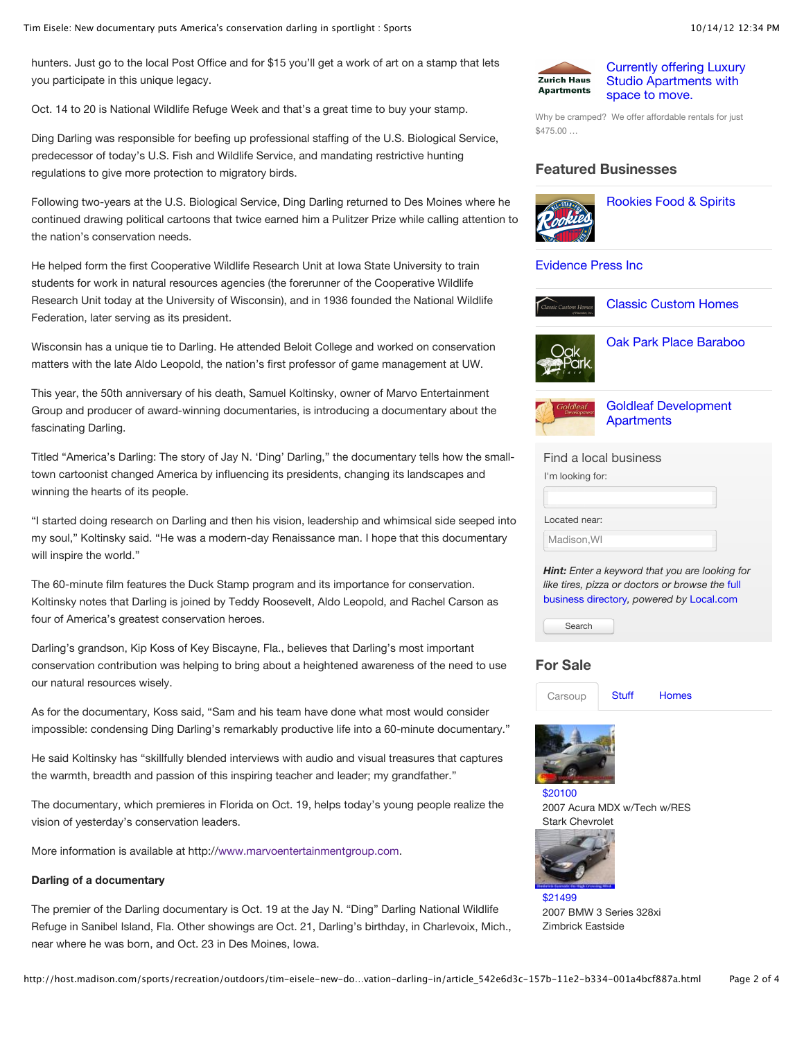hunters. Just go to the local Post Office and for $15 you'll get a work of art on a stamp that lets you participate in this unique legacy.

Oct. 14 to 20 is National Wildlife Refuge Week and that's a great time to buy your stamp.

Ding Darling was responsible for beefing up professional staffing of the U.S. Biological Service, predecessor of today's U.S. Fish and Wildlife Service, and mandating restrictive hunting regulations to give more protection to migratory birds.

Following two-years at the U.S. Biological Service, Ding Darling returned to Des Moines where he continued drawing political cartoons that twice earned him a Pulitzer Prize while calling attention to the nation's conservation needs.

He helped form the first Cooperative Wildlife Research Unit at Iowa State University to train students for work in natural resources agencies (the forerunner of the Cooperative Wildlife Research Unit today at the University of Wisconsin), and in 1936 founded the National Wildlife Federation, later serving as its president.

Wisconsin has a unique tie to Darling. He attended Beloit College and worked on conservation matters with the late Aldo Leopold, the nation's first professor of game management at UW.

This year, the 50th anniversary of his death, Samuel Koltinsky, owner of Marvo Entertainment Group and producer of award-winning documentaries, is introducing a documentary about the fascinating Darling.

Titled "America's Darling: The story of Jay N. 'Ding' Darling," the documentary tells how the small-town cartoonist changed America by influencing its presidents, changing its landscapes and winning the hearts of its people.

"I started doing research on Darling and then his vision, leadership and whimsical side seeped into my soul," Koltinsky said. "He was a modern-day Renaissance man. I hope that this documentary will inspire the world."

The 60-minute film features the Duck Stamp program and its importance for conservation. Koltinsky notes that Darling is joined by Teddy Roosevelt, Aldo Leopold, and Rachel Carson as four of America's greatest conservation heroes.

Darling's grandson, Kip Koss of Key Biscayne, Fla., believes that Darling's most important conservation contribution was helping to bring about a heightened awareness of the need to use our natural resources wisely.

As for the documentary, Koss said, "Sam and his team have done what most would consider impossible: condensing Ding Darling's remarkably productive life into a 60-minute documentary."

He said Koltinsky has "skillfully blended interviews with audio and visual treasures that captures the warmth, breadth and passion of this inspiring teacher and leader; my grandfather."

The documentary, which premieres in Florida on Oct. 19, helps today's young people realize the vision of yesterday's conservation leaders.

More information is available at http://www.marvoentertainmentgroup.com.

**Darling of a documentary**

The premier of the Darling documentary is Oct. 19 at the Jay N. "Ding" Darling National Wildlife Refuge in Sanibel Island, Fla. Other showings are Oct. 21, Darling's birthday, in Charlevoix, Mich., near where he was born, and Oct. 23 in Des Moines, Iowa.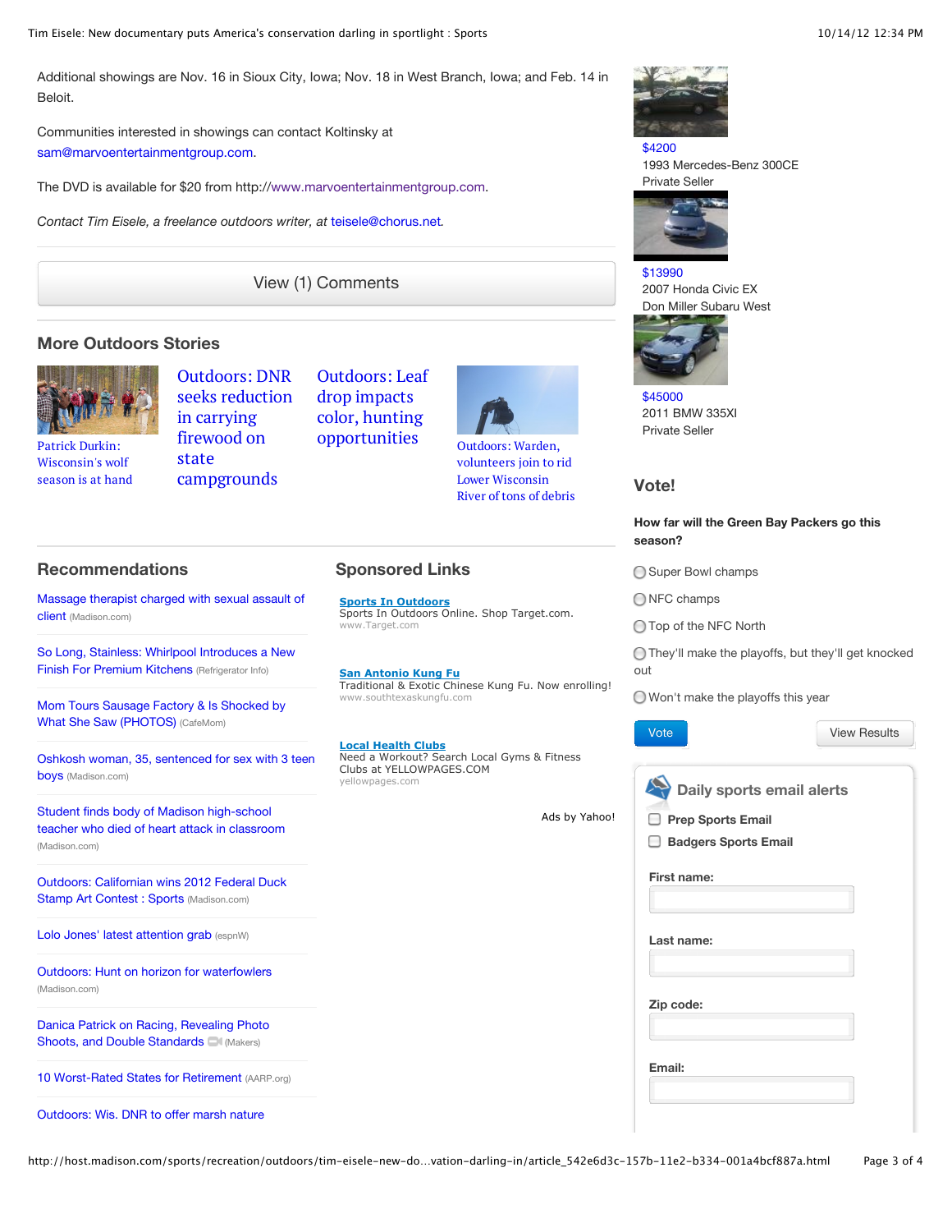Additional showings are Nov. 16 in Sioux City, Iowa; Nov. 18 in West Branch, Iowa; and Feb. 14 in Beloit.

Communities interested in showings can contact Koltinsky at sam@marvoentertainmentgroup.com.

The DVD is available for $20 from http://www.marvoentertainmentgroup.com.

*Contact Tim Eisele, a freelance outdoors writer, at teisele@chorus.net.*

View (1) Comments

## More Outdoors Stories

- Patrick Durkin: Wisconsin's wolf season is at hand
- Outdoors: DNR seeks reduction in carrying firewood on state campgrounds
- Outdoors: Leaf drop impacts color, hunting opportunities
- Outdoors: Warden, volunteers join to rid Lower Wisconsin River of tons of debris

## Recommendations

- Massage therapist charged with sexual assault of client (Madison.com)
- So Long, Stainless: Whirlpool Introduces a New Finish For Premium Kitchens (Refrigerator Info)
- Mom Tours Sausage Factory & Is Shocked by What She Saw (PHOTOS) (CafeMom)
- Oshkosh woman, 35, sentenced for sex with 3 teen boys (Madison.com)
- Student finds body of Madison high-school teacher who died of heart attack in classroom (Madison.com)
- Outdoors: Californian wins 2012 Federal Duck Stamp Art Contest : Sports (Madison.com)
- Lolo Jones' latest attention grab (espnW)
- Outdoors: Hunt on horizon for waterfowlers (Madison.com)
- Danica Patrick on Racing, Revealing Photo Shoots, and Double Standards (Makers)
- 10 Worst-Rated States for Retirement (AARP.org)
- Outdoors: Wis. DNR to offer marsh nature

## Sponsored Links

**Sports In Outdoors**
Sports In Outdoors Online. Shop Target.com.
www.Target.com

**San Antonio Kung Fu**
Traditional & Exotic Chinese Kung Fu. Now enrolling!
www.southtexaskungfu.com

**Local Health Clubs**
Need a Workout? Search Local Gyms & Fitness Clubs at YELLOWPAGES.COM
yellowpages.com

Ads by Yahoo!

$4200
1993 Mercedes-Benz 300CE
Private Seller

$13990
2007 Honda Civic EX
Don Miller Subaru West

$45000
2011 BMW 335XI
Private Seller

## Vote!

**How far will the Green Bay Packers go this season?**

- Super Bowl champs
- NFC champs
- Top of the NFC North
- They'll make the playoffs, but they'll get knocked out
- Won't make the playoffs this year

Vote | View Results

### Daily sports email alerts

- **Prep Sports Email**
- **Badgers Sports Email**

**First name:**

**Last name:**

**Zip code:**

**Email:**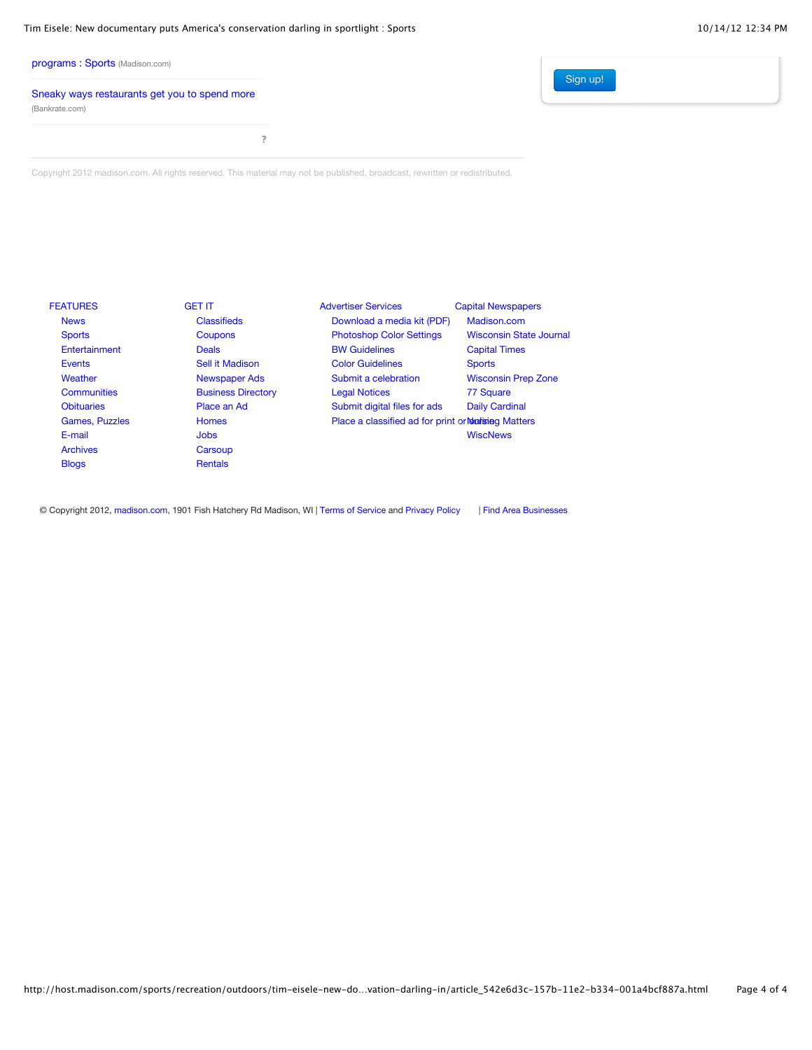programs : Sports (Madison.com)

Sneaky ways restaurants get you to spend more
(Bankrate.com)

?

Copyright 2012 madison.com. All rights reserved. This material may not be published, broadcast, rewritten or redistributed.

Sign up!

FEATURES
- News
- Sports
- Entertainment
- Events
- Weather
- Communities
- Obituaries
- Games, Puzzles
- E-mail
- Archives
- Blogs

GET IT
- Classifieds
- Coupons
- Deals
- Sell it Madison
- Newspaper Ads
- Business Directory
- Place an Ad
- Homes
- Jobs
- Carsoup
- Rentals

Advertiser Services
- Download a media kit (PDF)
- Photoshop Color Settings
- BW Guidelines
- Color Guidelines
- Submit a celebration
- Legal Notices
- Submit digital files for ads
- Place a classified ad for print or online

Capital Newspapers
- Madison.com
- Wisconsin State Journal
- Capital Times
- Sports
- Wisconsin Prep Zone
- 77 Square
- Daily Cardinal
- Nursing Matters
- WiscNews

© Copyright 2012, madison.com, 1901 Fish Hatchery Rd Madison, WI | Terms of Service and Privacy Policy | Find Area Businesses